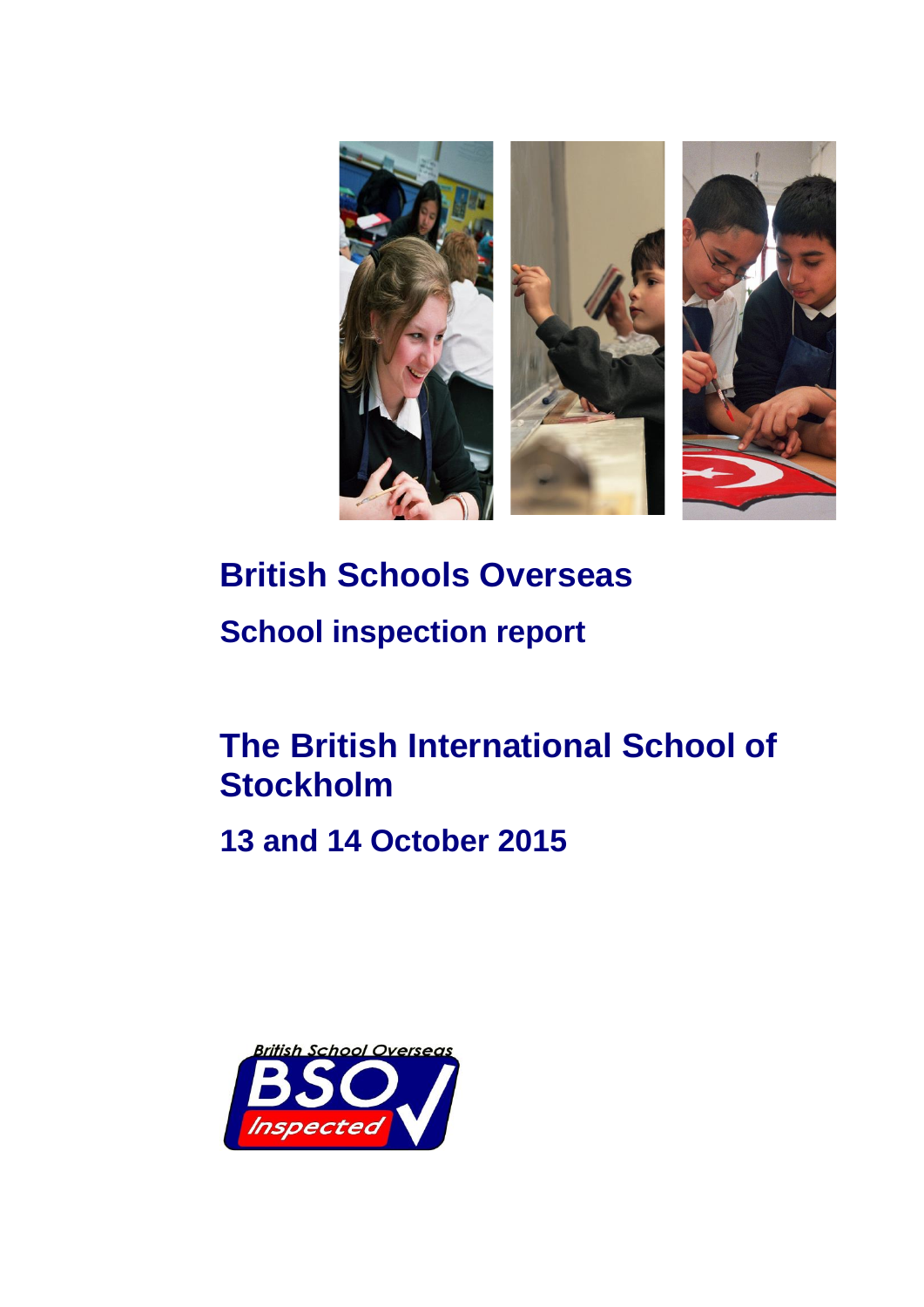# British Schools Overseas

## School inspection report

# The British International School of Stockholm

## 13 and 14 October 2015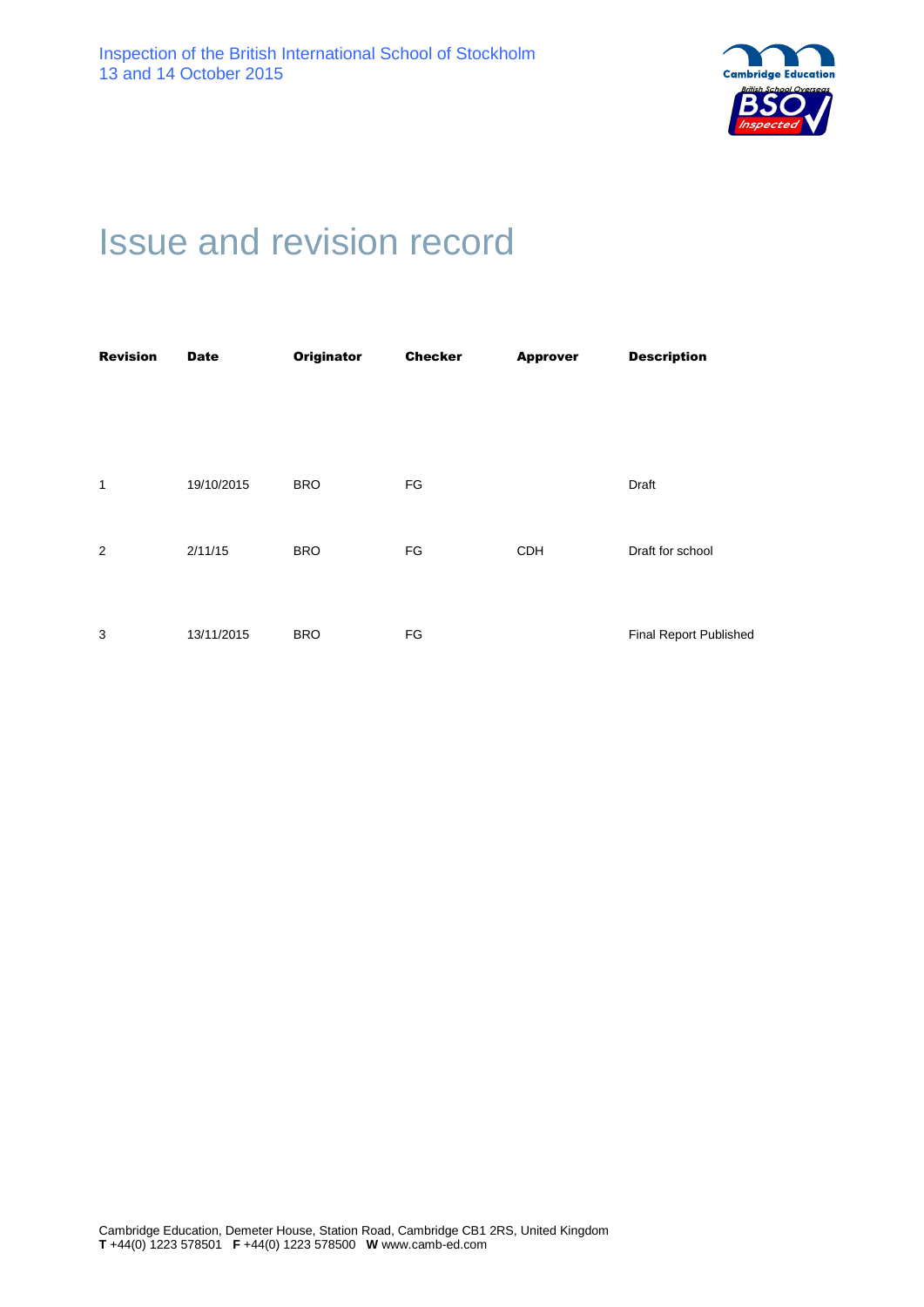# Issue and revision record

| Revision | Date | Originator | Checker | Approver | Description |
|---|---|---|---|---|---|
| 1 | 19/10/2015 | BRO | FG | | Draft |
| 2 | 2/11/15 | BRO | FG | CDH | Draft for school |
| 3 | 13/11/2015 | BRO | FG | | Final Report Published |

Cambridge Education, Demeter House, Station Road, Cambridge CB1 2RS, United Kingdom
**T** +44(0) 1223 578501 **F** +44(0) 1223 578500 **W** www.camb-ed.com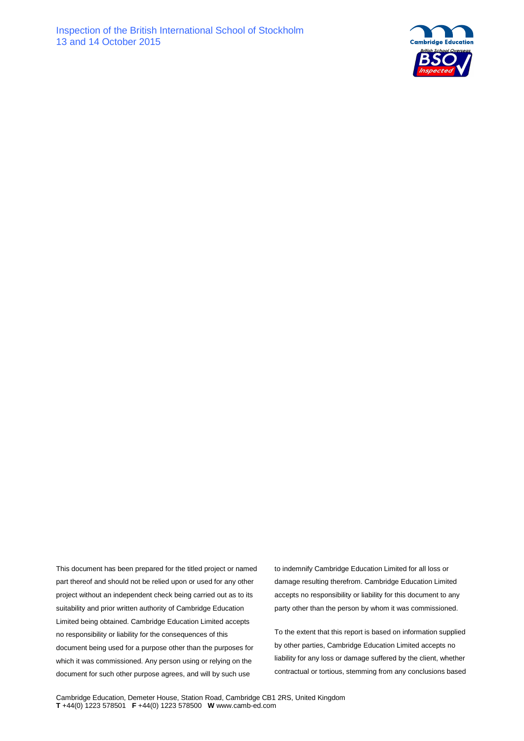This document has been prepared for the titled project or named part thereof and should not be relied upon or used for any other project without an independent check being carried out as to its suitability and prior written authority of Cambridge Education Limited being obtained. Cambridge Education Limited accepts no responsibility or liability for the consequences of this document being used for a purpose other than the purposes for which it was commissioned. Any person using or relying on the document for such other purpose agrees, and will by such use to indemnify Cambridge Education Limited for all loss or damage resulting therefrom. Cambridge Education Limited accepts no responsibility or liability for this document to any party other than the person by whom it was commissioned.

To the extent that this report is based on information supplied by other parties, Cambridge Education Limited accepts no liability for any loss or damage suffered by the client, whether contractual or tortious, stemming from any conclusions based

Cambridge Education, Demeter House, Station Road, Cambridge CB1 2RS, United Kingdom
**T** +44(0) 1223 578501 **F** +44(0) 1223 578500 **W** www.camb-ed.com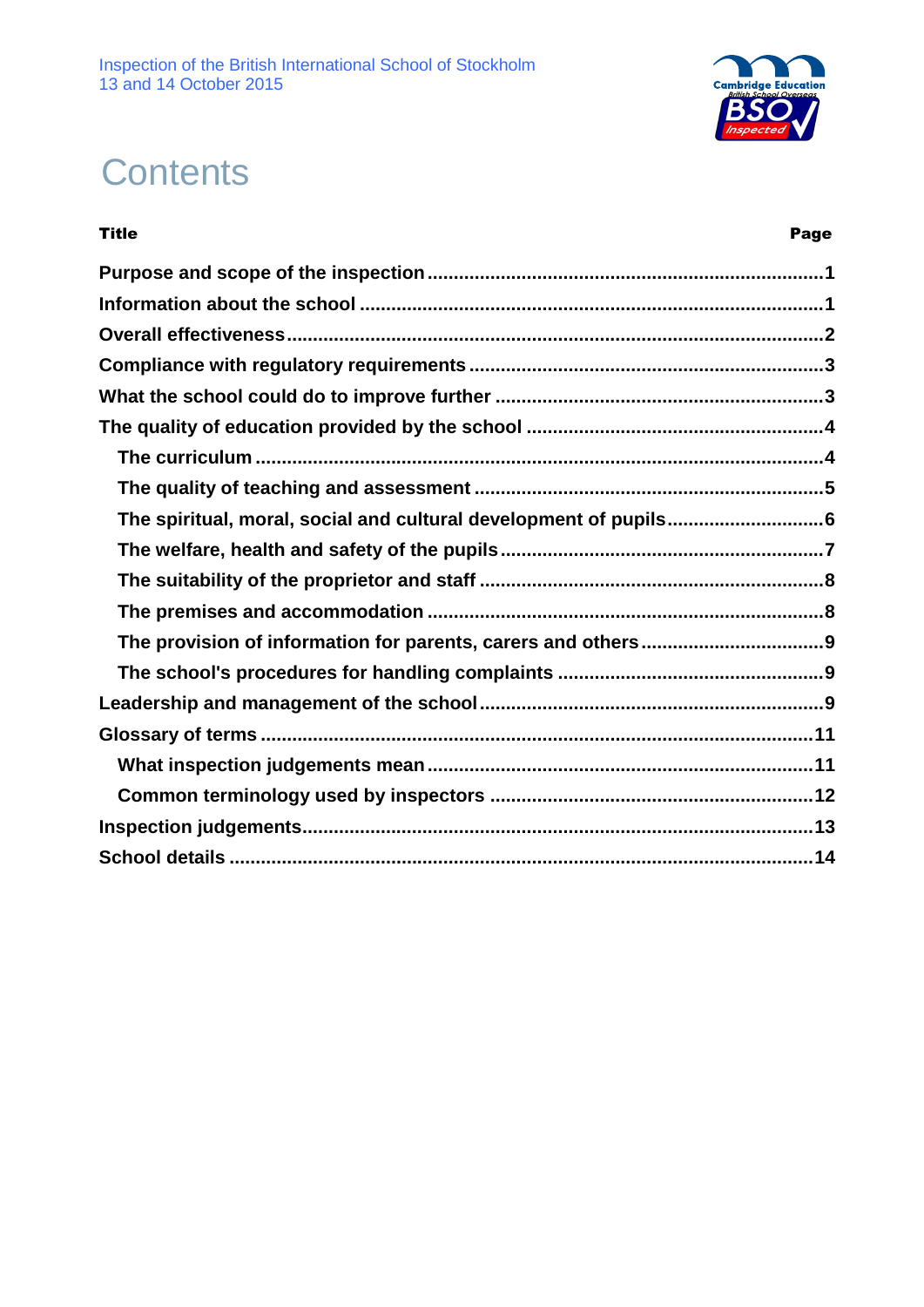# Contents

| Title | Page |
|---|---|
| Purpose and scope of the inspection | 1 |
| Information about the school | 1 |
| Overall effectiveness | 2 |
| Compliance with regulatory requirements | 3 |
| What the school could do to improve further | 3 |
| The quality of education provided by the school | 4 |
| The curriculum | 4 |
| The quality of teaching and assessment | 5 |
| The spiritual, moral, social and cultural development of pupils | 6 |
| The welfare, health and safety of the pupils | 7 |
| The suitability of the proprietor and staff | 8 |
| The premises and accommodation | 8 |
| The provision of information for parents, carers and others | 9 |
| The school's procedures for handling complaints | 9 |
| Leadership and management of the school | 9 |
| Glossary of terms | 11 |
| What inspection judgements mean | 11 |
| Common terminology used by inspectors | 12 |
| Inspection judgements | 13 |
| School details | 14 |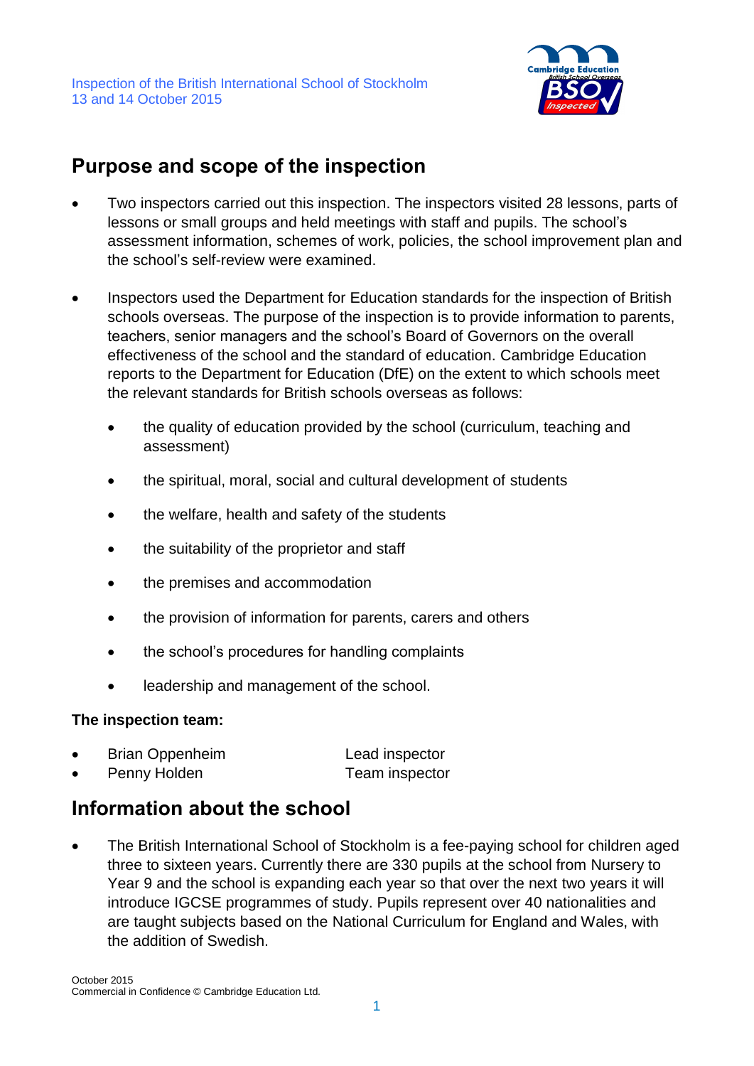## Purpose and scope of the inspection

- Two inspectors carried out this inspection. The inspectors visited 28 lessons, parts of lessons or small groups and held meetings with staff and pupils. The school's assessment information, schemes of work, policies, the school improvement plan and the school's self-review were examined.
- Inspectors used the Department for Education standards for the inspection of British schools overseas. The purpose of the inspection is to provide information to parents, teachers, senior managers and the school's Board of Governors on the overall effectiveness of the school and the standard of education. Cambridge Education reports to the Department for Education (DfE) on the extent to which schools meet the relevant standards for British schools overseas as follows:
    - the quality of education provided by the school (curriculum, teaching and assessment)
    - the spiritual, moral, social and cultural development of students
    - the welfare, health and safety of the students
    - the suitability of the proprietor and staff
    - the premises and accommodation
    - the provision of information for parents, carers and others
    - the school's procedures for handling complaints
    - leadership and management of the school.

**The inspection team:**

- Brian Oppenheim — Lead inspector
- Penny Holden — Team inspector

## Information about the school

- The British International School of Stockholm is a fee-paying school for children aged three to sixteen years. Currently there are 330 pupils at the school from Nursery to Year 9 and the school is expanding each year so that over the next two years it will introduce IGCSE programmes of study. Pupils represent over 40 nationalities and are taught subjects based on the National Curriculum for England and Wales, with the addition of Swedish.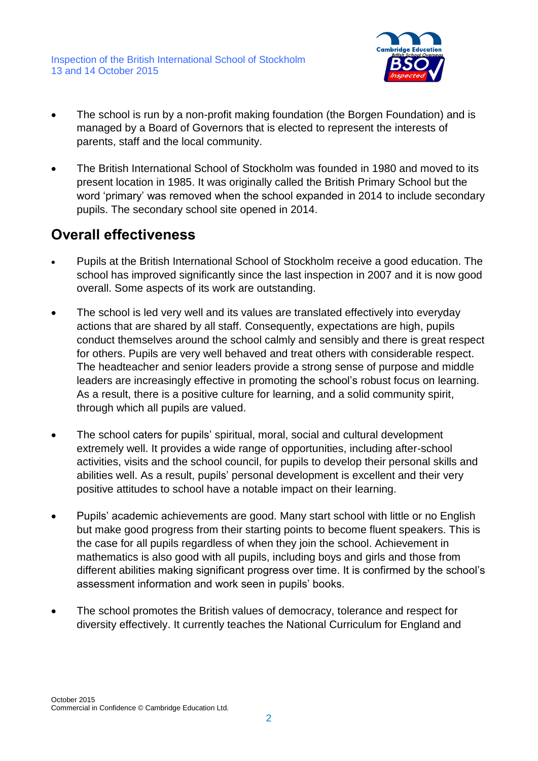- The school is run by a non-profit making foundation (the Borgen Foundation) and is managed by a Board of Governors that is elected to represent the interests of parents, staff and the local community.
- The British International School of Stockholm was founded in 1980 and moved to its present location in 1985. It was originally called the British Primary School but the word 'primary' was removed when the school expanded in 2014 to include secondary pupils. The secondary school site opened in 2014.

## Overall effectiveness

- Pupils at the British International School of Stockholm receive a good education. The school has improved significantly since the last inspection in 2007 and it is now good overall. Some aspects of its work are outstanding.
- The school is led very well and its values are translated effectively into everyday actions that are shared by all staff. Consequently, expectations are high, pupils conduct themselves around the school calmly and sensibly and there is great respect for others. Pupils are very well behaved and treat others with considerable respect. The headteacher and senior leaders provide a strong sense of purpose and middle leaders are increasingly effective in promoting the school's robust focus on learning. As a result, there is a positive culture for learning, and a solid community spirit, through which all pupils are valued.
- The school caters for pupils' spiritual, moral, social and cultural development extremely well. It provides a wide range of opportunities, including after-school activities, visits and the school council, for pupils to develop their personal skills and abilities well. As a result, pupils' personal development is excellent and their very positive attitudes to school have a notable impact on their learning.
- Pupils' academic achievements are good. Many start school with little or no English but make good progress from their starting points to become fluent speakers. This is the case for all pupils regardless of when they join the school. Achievement in mathematics is also good with all pupils, including boys and girls and those from different abilities making significant progress over time. It is confirmed by the school's assessment information and work seen in pupils' books.
- The school promotes the British values of democracy, tolerance and respect for diversity effectively. It currently teaches the National Curriculum for England and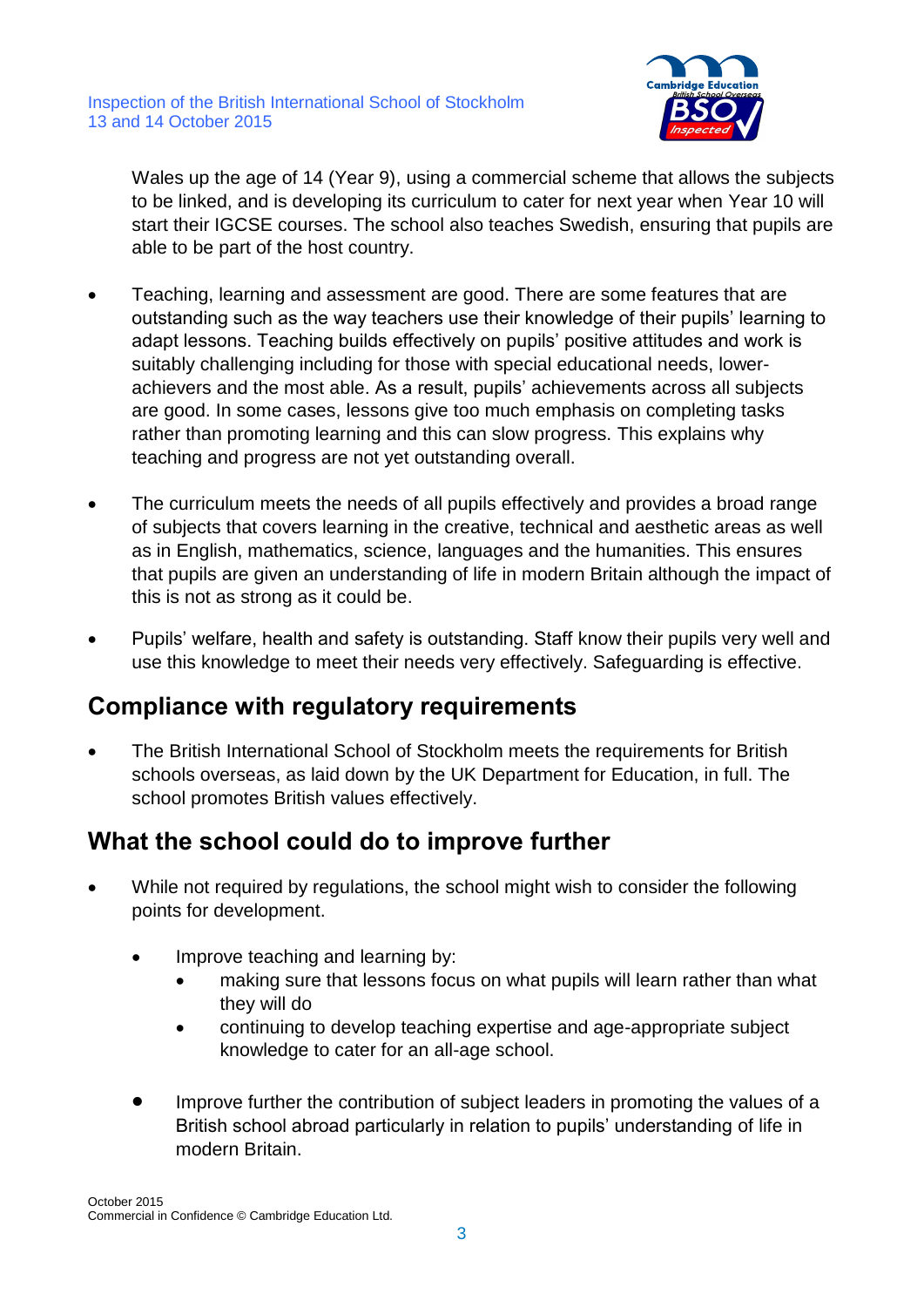Wales up the age of 14 (Year 9), using a commercial scheme that allows the subjects to be linked, and is developing its curriculum to cater for next year when Year 10 will start their IGCSE courses. The school also teaches Swedish, ensuring that pupils are able to be part of the host country.

- Teaching, learning and assessment are good. There are some features that are outstanding such as the way teachers use their knowledge of their pupils' learning to adapt lessons. Teaching builds effectively on pupils' positive attitudes and work is suitably challenging including for those with special educational needs, lower-achievers and the most able. As a result, pupils' achievements across all subjects are good. In some cases, lessons give too much emphasis on completing tasks rather than promoting learning and this can slow progress. This explains why teaching and progress are not yet outstanding overall.

- The curriculum meets the needs of all pupils effectively and provides a broad range of subjects that covers learning in the creative, technical and aesthetic areas as well as in English, mathematics, science, languages and the humanities. This ensures that pupils are given an understanding of life in modern Britain although the impact of this is not as strong as it could be.

- Pupils' welfare, health and safety is outstanding. Staff know their pupils very well and use this knowledge to meet their needs very effectively. Safeguarding is effective.

## Compliance with regulatory requirements

- The British International School of Stockholm meets the requirements for British schools overseas, as laid down by the UK Department for Education, in full. The school promotes British values effectively.

## What the school could do to improve further

- While not required by regulations, the school might wish to consider the following points for development.

  - Improve teaching and learning by:
    - making sure that lessons focus on what pupils will learn rather than what they will do
    - continuing to develop teaching expertise and age-appropriate subject knowledge to cater for an all-age school.

  - Improve further the contribution of subject leaders in promoting the values of a British school abroad particularly in relation to pupils' understanding of life in modern Britain.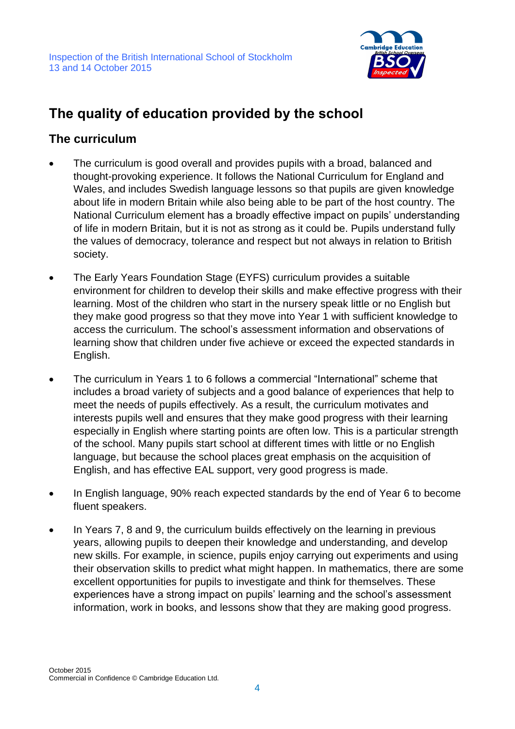## The quality of education provided by the school

### The curriculum

- The curriculum is good overall and provides pupils with a broad, balanced and thought-provoking experience. It follows the National Curriculum for England and Wales, and includes Swedish language lessons so that pupils are given knowledge about life in modern Britain while also being able to be part of the host country. The National Curriculum element has a broadly effective impact on pupils' understanding of life in modern Britain, but it is not as strong as it could be. Pupils understand fully the values of democracy, tolerance and respect but not always in relation to British society.
- The Early Years Foundation Stage (EYFS) curriculum provides a suitable environment for children to develop their skills and make effective progress with their learning. Most of the children who start in the nursery speak little or no English but they make good progress so that they move into Year 1 with sufficient knowledge to access the curriculum. The school's assessment information and observations of learning show that children under five achieve or exceed the expected standards in English.
- The curriculum in Years 1 to 6 follows a commercial "International" scheme that includes a broad variety of subjects and a good balance of experiences that help to meet the needs of pupils effectively. As a result, the curriculum motivates and interests pupils well and ensures that they make good progress with their learning especially in English where starting points are often low. This is a particular strength of the school. Many pupils start school at different times with little or no English language, but because the school places great emphasis on the acquisition of English, and has effective EAL support, very good progress is made.
- In English language, 90% reach expected standards by the end of Year 6 to become fluent speakers.
- In Years 7, 8 and 9, the curriculum builds effectively on the learning in previous years, allowing pupils to deepen their knowledge and understanding, and develop new skills. For example, in science, pupils enjoy carrying out experiments and using their observation skills to predict what might happen. In mathematics, there are some excellent opportunities for pupils to investigate and think for themselves. These experiences have a strong impact on pupils' learning and the school's assessment information, work in books, and lessons show that they are making good progress.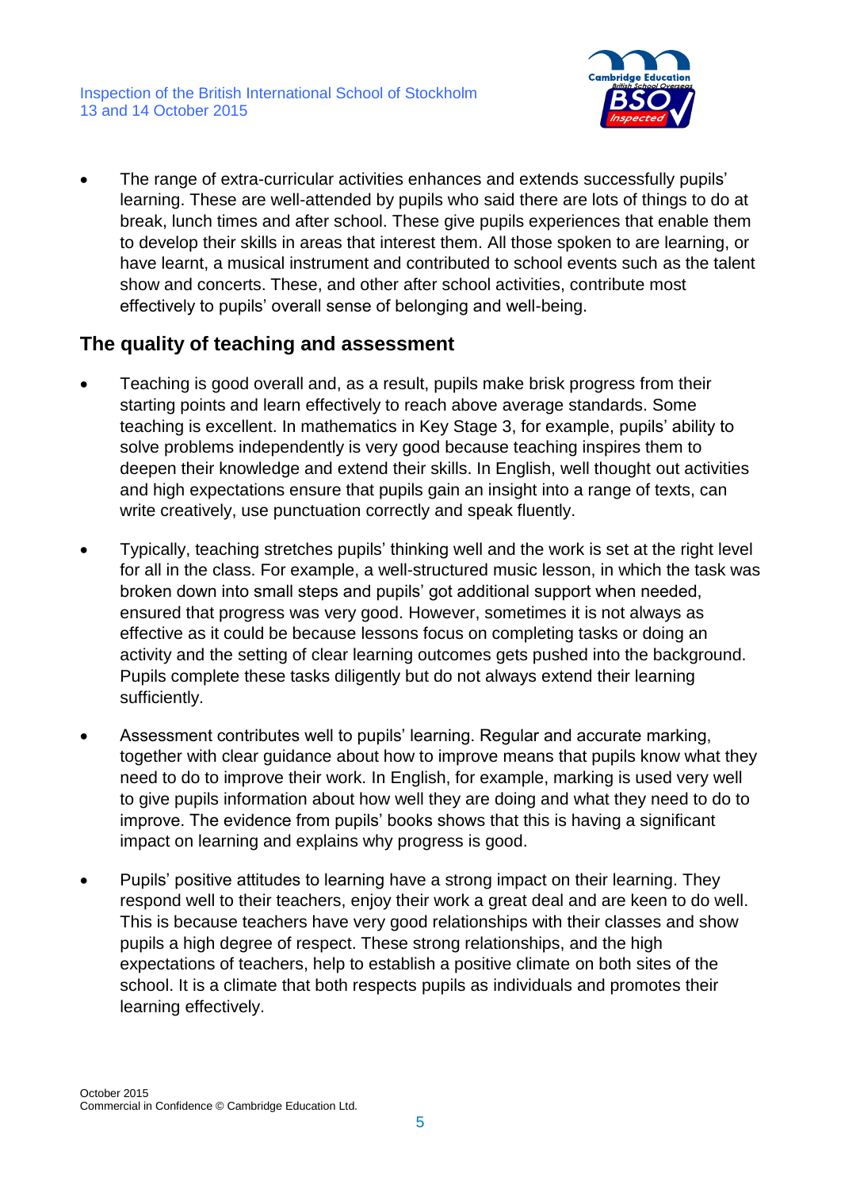- The range of extra-curricular activities enhances and extends successfully pupils' learning. These are well-attended by pupils who said there are lots of things to do at break, lunch times and after school. These give pupils experiences that enable them to develop their skills in areas that interest them. All those spoken to are learning, or have learnt, a musical instrument and contributed to school events such as the talent show and concerts. These, and other after school activities, contribute most effectively to pupils' overall sense of belonging and well-being.

## The quality of teaching and assessment

- Teaching is good overall and, as a result, pupils make brisk progress from their starting points and learn effectively to reach above average standards. Some teaching is excellent. In mathematics in Key Stage 3, for example, pupils' ability to solve problems independently is very good because teaching inspires them to deepen their knowledge and extend their skills. In English, well thought out activities and high expectations ensure that pupils gain an insight into a range of texts, can write creatively, use punctuation correctly and speak fluently.

- Typically, teaching stretches pupils' thinking well and the work is set at the right level for all in the class. For example, a well-structured music lesson, in which the task was broken down into small steps and pupils' got additional support when needed, ensured that progress was very good. However, sometimes it is not always as effective as it could be because lessons focus on completing tasks or doing an activity and the setting of clear learning outcomes gets pushed into the background. Pupils complete these tasks diligently but do not always extend their learning sufficiently.

- Assessment contributes well to pupils' learning. Regular and accurate marking, together with clear guidance about how to improve means that pupils know what they need to do to improve their work. In English, for example, marking is used very well to give pupils information about how well they are doing and what they need to do to improve. The evidence from pupils' books shows that this is having a significant impact on learning and explains why progress is good.

- Pupils' positive attitudes to learning have a strong impact on their learning. They respond well to their teachers, enjoy their work a great deal and are keen to do well. This is because teachers have very good relationships with their classes and show pupils a high degree of respect. These strong relationships, and the high expectations of teachers, help to establish a positive climate on both sites of the school. It is a climate that both respects pupils as individuals and promotes their learning effectively.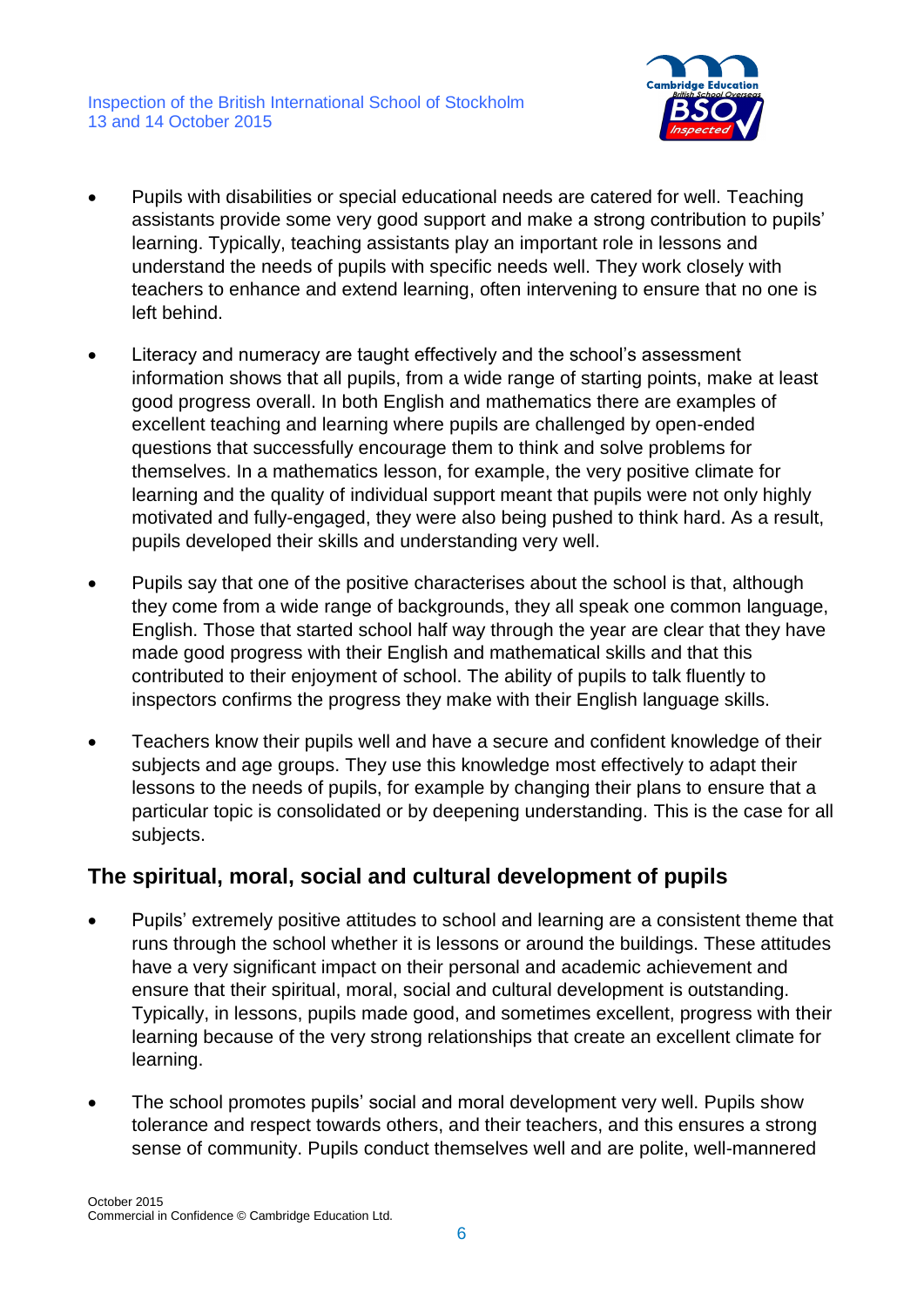- Pupils with disabilities or special educational needs are catered for well. Teaching assistants provide some very good support and make a strong contribution to pupils' learning. Typically, teaching assistants play an important role in lessons and understand the needs of pupils with specific needs well. They work closely with teachers to enhance and extend learning, often intervening to ensure that no one is left behind.

- Literacy and numeracy are taught effectively and the school's assessment information shows that all pupils, from a wide range of starting points, make at least good progress overall. In both English and mathematics there are examples of excellent teaching and learning where pupils are challenged by open-ended questions that successfully encourage them to think and solve problems for themselves. In a mathematics lesson, for example, the very positive climate for learning and the quality of individual support meant that pupils were not only highly motivated and fully-engaged, they were also being pushed to think hard. As a result, pupils developed their skills and understanding very well.

- Pupils say that one of the positive characterises about the school is that, although they come from a wide range of backgrounds, they all speak one common language, English. Those that started school half way through the year are clear that they have made good progress with their English and mathematical skills and that this contributed to their enjoyment of school. The ability of pupils to talk fluently to inspectors confirms the progress they make with their English language skills.

- Teachers know their pupils well and have a secure and confident knowledge of their subjects and age groups. They use this knowledge most effectively to adapt their lessons to the needs of pupils, for example by changing their plans to ensure that a particular topic is consolidated or by deepening understanding. This is the case for all subjects.

## The spiritual, moral, social and cultural development of pupils

- Pupils' extremely positive attitudes to school and learning are a consistent theme that runs through the school whether it is lessons or around the buildings. These attitudes have a very significant impact on their personal and academic achievement and ensure that their spiritual, moral, social and cultural development is outstanding. Typically, in lessons, pupils made good, and sometimes excellent, progress with their learning because of the very strong relationships that create an excellent climate for learning.

- The school promotes pupils' social and moral development very well. Pupils show tolerance and respect towards others, and their teachers, and this ensures a strong sense of community. Pupils conduct themselves well and are polite, well-mannered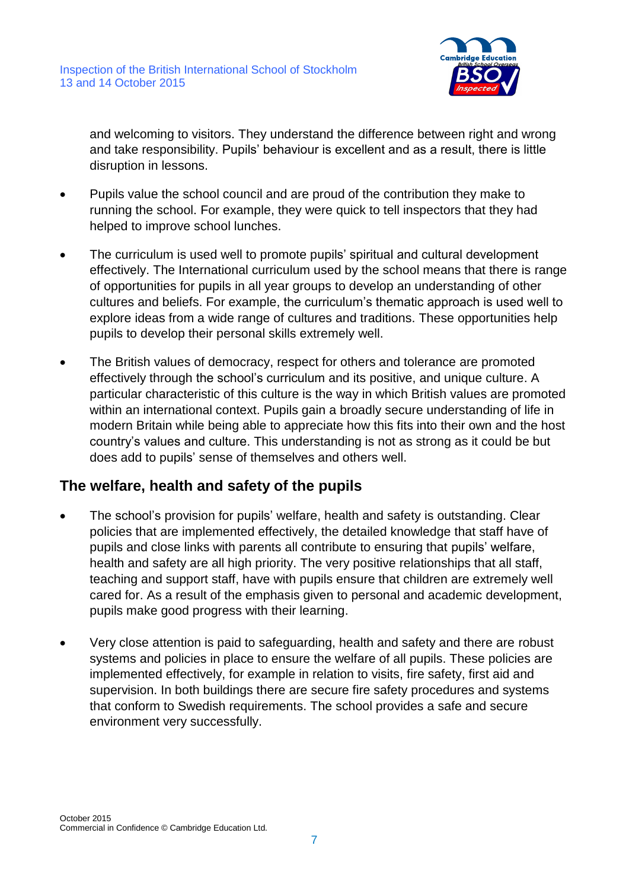and welcoming to visitors. They understand the difference between right and wrong and take responsibility. Pupils' behaviour is excellent and as a result, there is little disruption in lessons.

- Pupils value the school council and are proud of the contribution they make to running the school. For example, they were quick to tell inspectors that they had helped to improve school lunches.

- The curriculum is used well to promote pupils' spiritual and cultural development effectively. The International curriculum used by the school means that there is range of opportunities for pupils in all year groups to develop an understanding of other cultures and beliefs. For example, the curriculum's thematic approach is used well to explore ideas from a wide range of cultures and traditions. These opportunities help pupils to develop their personal skills extremely well.

- The British values of democracy, respect for others and tolerance are promoted effectively through the school's curriculum and its positive, and unique culture. A particular characteristic of this culture is the way in which British values are promoted within an international context. Pupils gain a broadly secure understanding of life in modern Britain while being able to appreciate how this fits into their own and the host country's values and culture. This understanding is not as strong as it could be but does add to pupils' sense of themselves and others well.

## The welfare, health and safety of the pupils

- The school's provision for pupils' welfare, health and safety is outstanding. Clear policies that are implemented effectively, the detailed knowledge that staff have of pupils and close links with parents all contribute to ensuring that pupils' welfare, health and safety are all high priority. The very positive relationships that all staff, teaching and support staff, have with pupils ensure that children are extremely well cared for. As a result of the emphasis given to personal and academic development, pupils make good progress with their learning.

- Very close attention is paid to safeguarding, health and safety and there are robust systems and policies in place to ensure the welfare of all pupils. These policies are implemented effectively, for example in relation to visits, fire safety, first aid and supervision. In both buildings there are secure fire safety procedures and systems that conform to Swedish requirements. The school provides a safe and secure environment very successfully.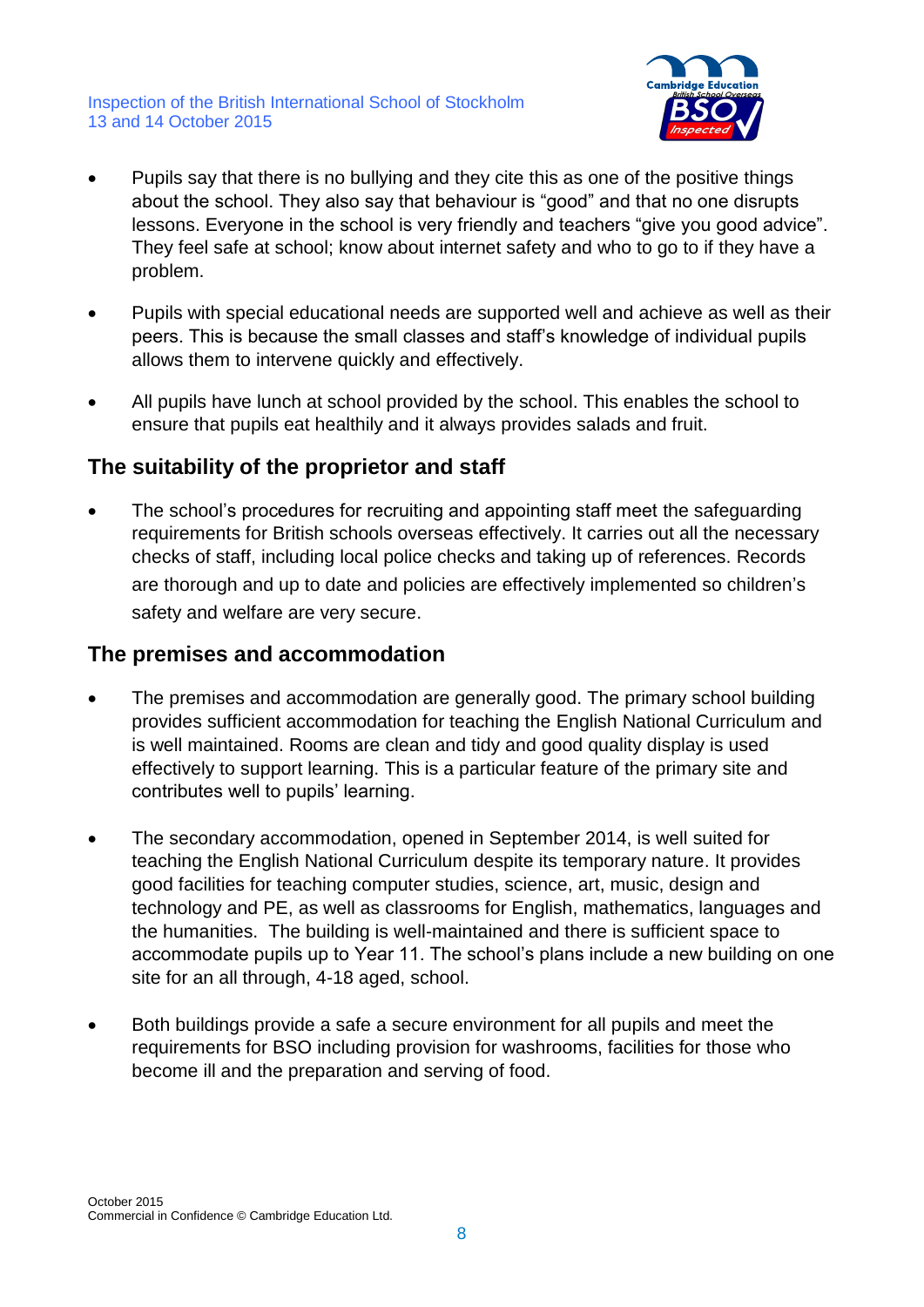- Pupils say that there is no bullying and they cite this as one of the positive things about the school. They also say that behaviour is "good" and that no one disrupts lessons. Everyone in the school is very friendly and teachers "give you good advice". They feel safe at school; know about internet safety and who to go to if they have a problem.

- Pupils with special educational needs are supported well and achieve as well as their peers. This is because the small classes and staff's knowledge of individual pupils allows them to intervene quickly and effectively.

- All pupils have lunch at school provided by the school. This enables the school to ensure that pupils eat healthily and it always provides salads and fruit.

## The suitability of the proprietor and staff

- The school's procedures for recruiting and appointing staff meet the safeguarding requirements for British schools overseas effectively. It carries out all the necessary checks of staff, including local police checks and taking up of references. Records are thorough and up to date and policies are effectively implemented so children's safety and welfare are very secure.

## The premises and accommodation

- The premises and accommodation are generally good. The primary school building provides sufficient accommodation for teaching the English National Curriculum and is well maintained. Rooms are clean and tidy and good quality display is used effectively to support learning. This is a particular feature of the primary site and contributes well to pupils' learning.

- The secondary accommodation, opened in September 2014, is well suited for teaching the English National Curriculum despite its temporary nature. It provides good facilities for teaching computer studies, science, art, music, design and technology and PE, as well as classrooms for English, mathematics, languages and the humanities. The building is well-maintained and there is sufficient space to accommodate pupils up to Year 11. The school's plans include a new building on one site for an all through, 4-18 aged, school.

- Both buildings provide a safe a secure environment for all pupils and meet the requirements for BSO including provision for washrooms, facilities for those who become ill and the preparation and serving of food.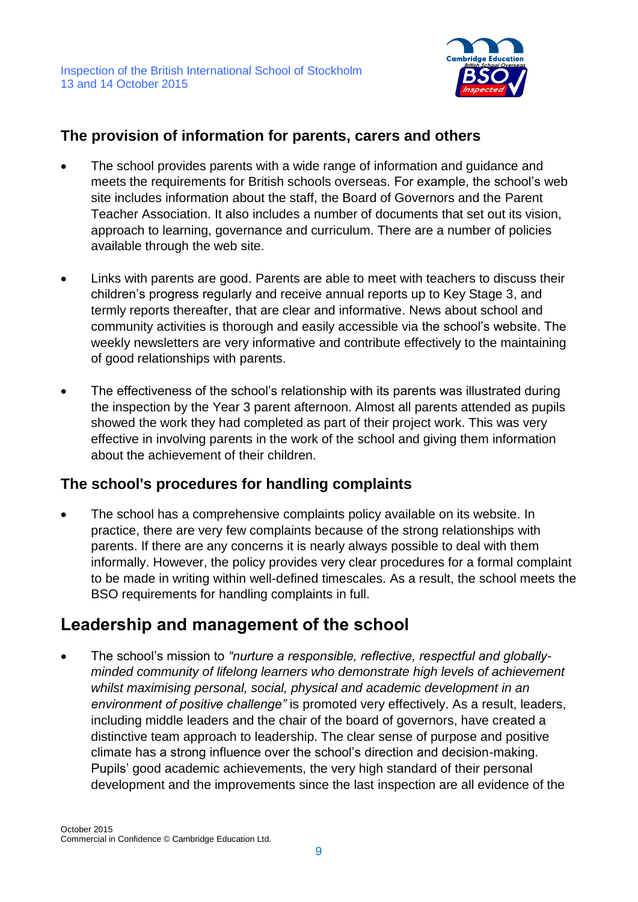## The provision of information for parents, carers and others

- The school provides parents with a wide range of information and guidance and meets the requirements for British schools overseas. For example, the school's web site includes information about the staff, the Board of Governors and the Parent Teacher Association. It also includes a number of documents that set out its vision, approach to learning, governance and curriculum. There are a number of policies available through the web site.

- Links with parents are good. Parents are able to meet with teachers to discuss their children's progress regularly and receive annual reports up to Key Stage 3, and termly reports thereafter, that are clear and informative. News about school and community activities is thorough and easily accessible via the school's website. The weekly newsletters are very informative and contribute effectively to the maintaining of good relationships with parents.

- The effectiveness of the school's relationship with its parents was illustrated during the inspection by the Year 3 parent afternoon. Almost all parents attended as pupils showed the work they had completed as part of their project work. This was very effective in involving parents in the work of the school and giving them information about the achievement of their children.

## The school's procedures for handling complaints

- The school has a comprehensive complaints policy available on its website. In practice, there are very few complaints because of the strong relationships with parents. If there are any concerns it is nearly always possible to deal with them informally. However, the policy provides very clear procedures for a formal complaint to be made in writing within well-defined timescales. As a result, the school meets the BSO requirements for handling complaints in full.

# Leadership and management of the school

- The school's mission to *"nurture a responsible, reflective, respectful and globally-minded community of lifelong learners who demonstrate high levels of achievement whilst maximising personal, social, physical and academic development in an environment of positive challenge"* is promoted very effectively. As a result, leaders, including middle leaders and the chair of the board of governors, have created a distinctive team approach to leadership. The clear sense of purpose and positive climate has a strong influence over the school's direction and decision-making. Pupils' good academic achievements, the very high standard of their personal development and the improvements since the last inspection are all evidence of the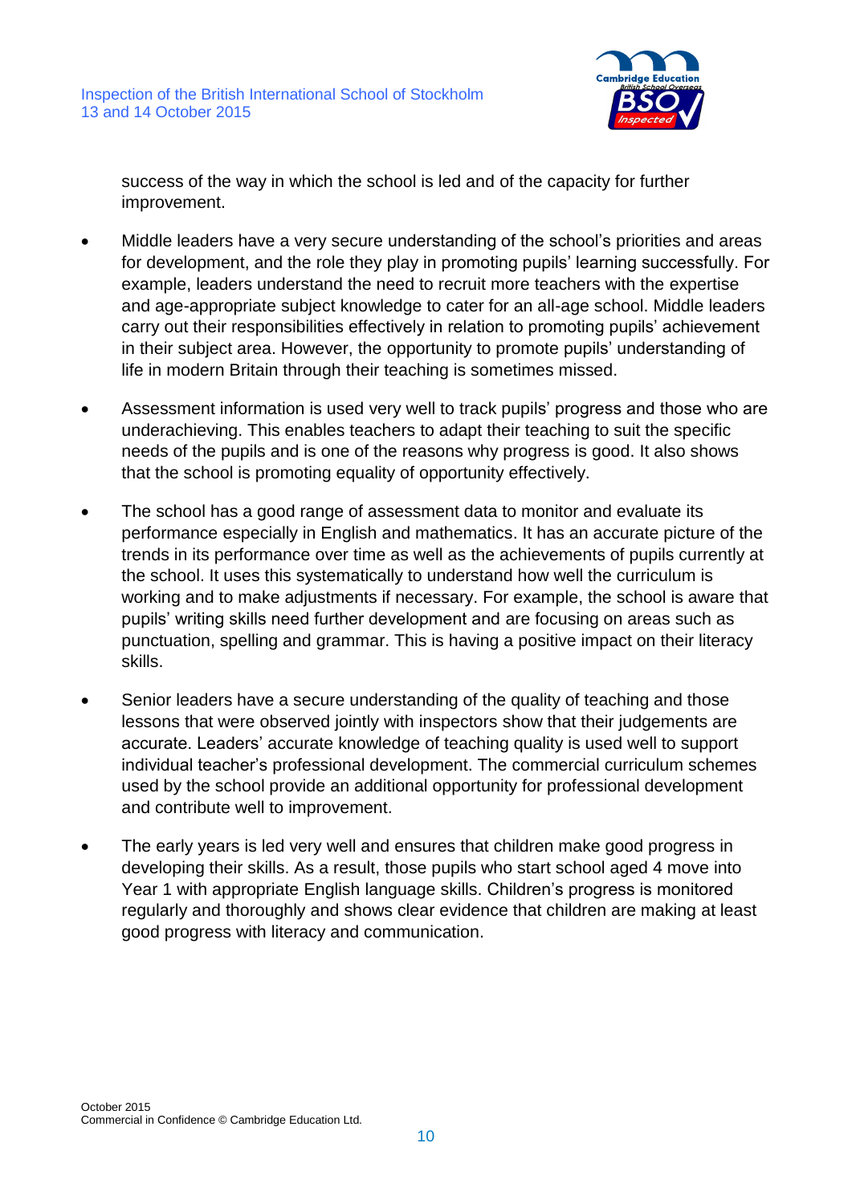success of the way in which the school is led and of the capacity for further improvement.

- Middle leaders have a very secure understanding of the school's priorities and areas for development, and the role they play in promoting pupils' learning successfully. For example, leaders understand the need to recruit more teachers with the expertise and age-appropriate subject knowledge to cater for an all-age school. Middle leaders carry out their responsibilities effectively in relation to promoting pupils' achievement in their subject area. However, the opportunity to promote pupils' understanding of life in modern Britain through their teaching is sometimes missed.

- Assessment information is used very well to track pupils' progress and those who are underachieving. This enables teachers to adapt their teaching to suit the specific needs of the pupils and is one of the reasons why progress is good. It also shows that the school is promoting equality of opportunity effectively.

- The school has a good range of assessment data to monitor and evaluate its performance especially in English and mathematics. It has an accurate picture of the trends in its performance over time as well as the achievements of pupils currently at the school. It uses this systematically to understand how well the curriculum is working and to make adjustments if necessary. For example, the school is aware that pupils' writing skills need further development and are focusing on areas such as punctuation, spelling and grammar. This is having a positive impact on their literacy skills.

- Senior leaders have a secure understanding of the quality of teaching and those lessons that were observed jointly with inspectors show that their judgements are accurate. Leaders' accurate knowledge of teaching quality is used well to support individual teacher's professional development. The commercial curriculum schemes used by the school provide an additional opportunity for professional development and contribute well to improvement.

- The early years is led very well and ensures that children make good progress in developing their skills. As a result, those pupils who start school aged 4 move into Year 1 with appropriate English language skills. Children's progress is monitored regularly and thoroughly and shows clear evidence that children are making at least good progress with literacy and communication.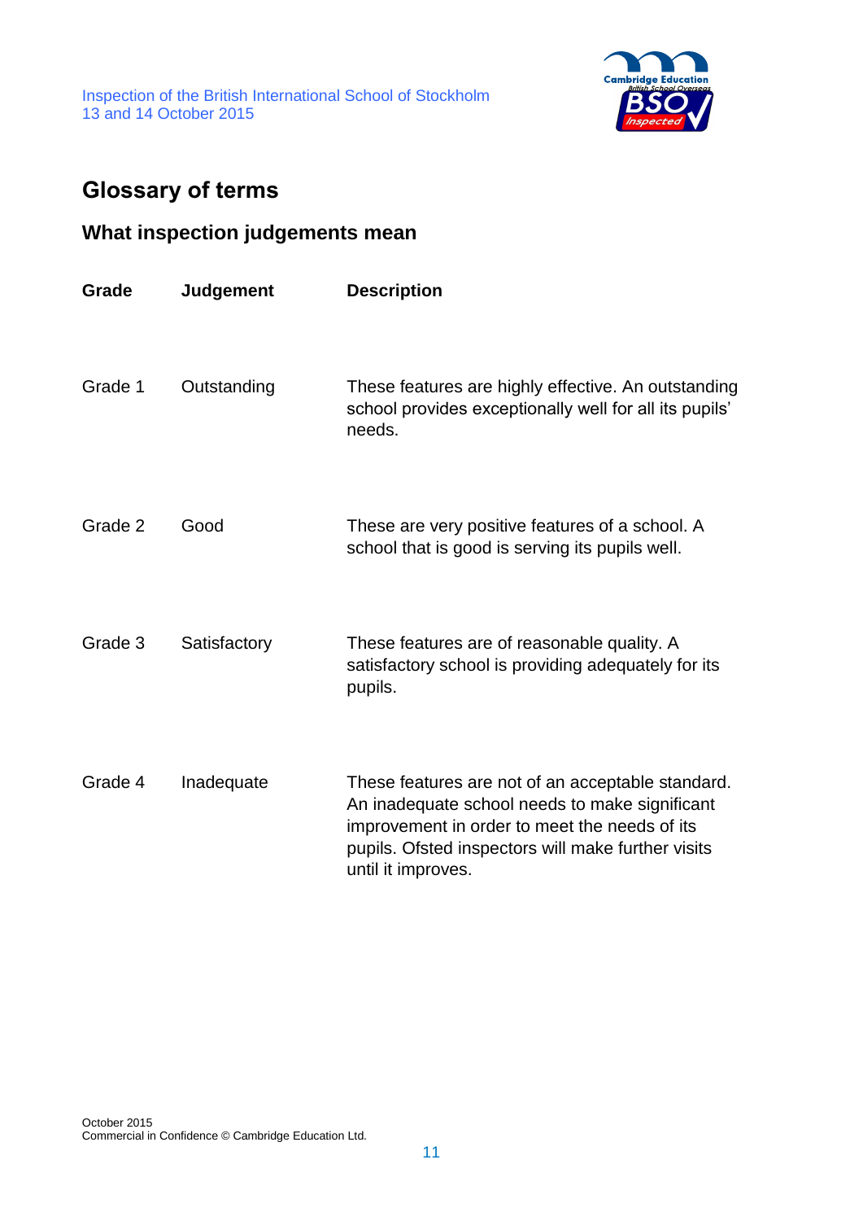## Glossary of terms

### What inspection judgements mean

| Grade | Judgement | Description |
|---|---|---|
| Grade 1 | Outstanding | These features are highly effective. An outstanding school provides exceptionally well for all its pupils' needs. |
| Grade 2 | Good | These are very positive features of a school. A school that is good is serving its pupils well. |
| Grade 3 | Satisfactory | These features are of reasonable quality. A satisfactory school is providing adequately for its pupils. |
| Grade 4 | Inadequate | These features are not of an acceptable standard. An inadequate school needs to make significant improvement in order to meet the needs of its pupils. Ofsted inspectors will make further visits until it improves. |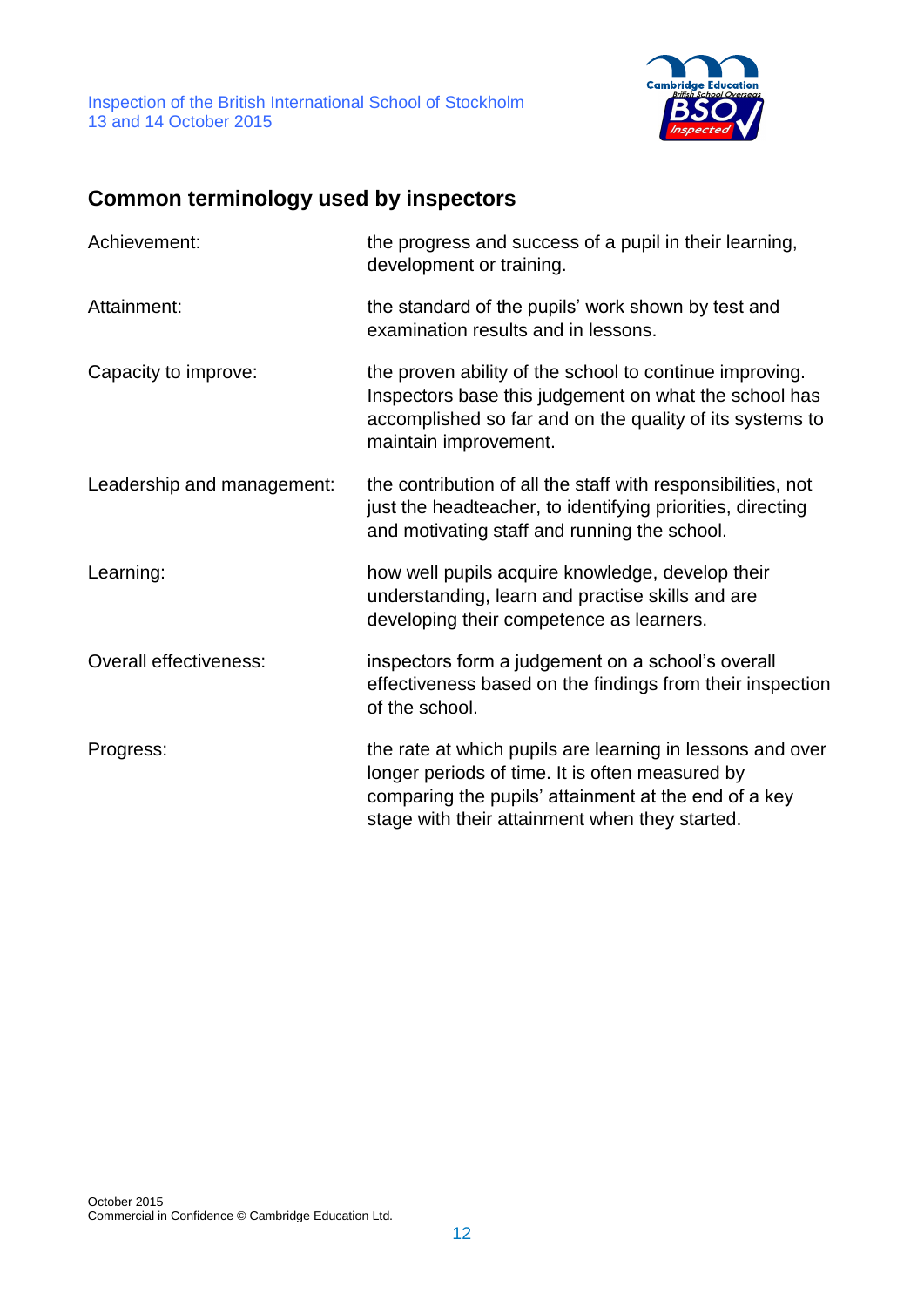## Common terminology used by inspectors

| | |
|---|---|
| Achievement: | the progress and success of a pupil in their learning, development or training. |
| Attainment: | the standard of the pupils' work shown by test and examination results and in lessons. |
| Capacity to improve: | the proven ability of the school to continue improving. Inspectors base this judgement on what the school has accomplished so far and on the quality of its systems to maintain improvement. |
| Leadership and management: | the contribution of all the staff with responsibilities, not just the headteacher, to identifying priorities, directing and motivating staff and running the school. |
| Learning: | how well pupils acquire knowledge, develop their understanding, learn and practise skills and are developing their competence as learners. |
| Overall effectiveness: | inspectors form a judgement on a school's overall effectiveness based on the findings from their inspection of the school. |
| Progress: | the rate at which pupils are learning in lessons and over longer periods of time. It is often measured by comparing the pupils' attainment at the end of a key stage with their attainment when they started. |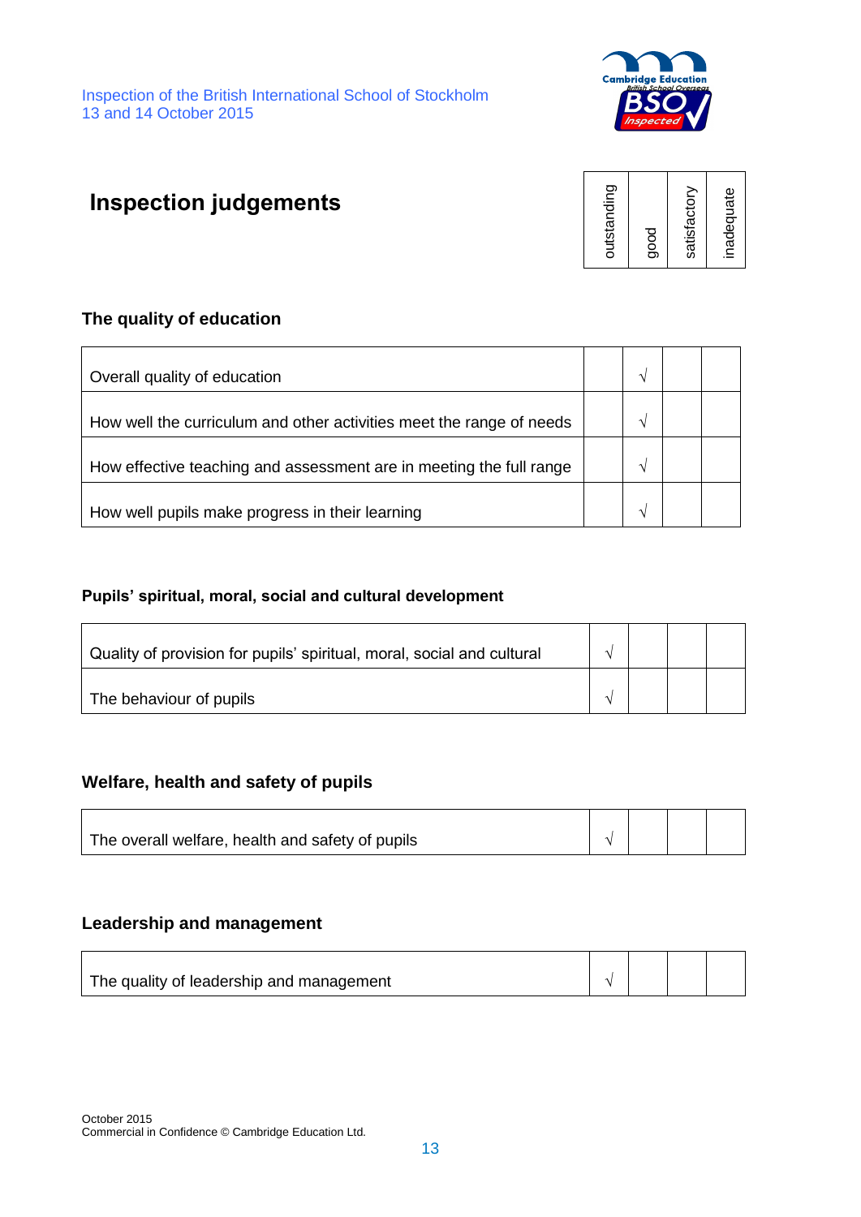# Inspection judgements

### The quality of education

| | outstanding | good | satisfactory | inadequate |
|---|---|---|---|---|
| Overall quality of education | | √ | | |
| How well the curriculum and other activities meet the range of needs | | √ | | |
| How effective teaching and assessment are in meeting the full range | | √ | | |
| How well pupils make progress in their learning | | √ | | |

### Pupils' spiritual, moral, social and cultural development

| | outstanding | good | satisfactory | inadequate |
|---|---|---|---|---|
| Quality of provision for pupils' spiritual, moral, social and cultural | √ | | | |
| The behaviour of pupils | √ | | | |

### Welfare, health and safety of pupils

| | outstanding | good | satisfactory | inadequate |
|---|---|---|---|---|
| The overall welfare, health and safety of pupils | √ | | | |

### Leadership and management

| | outstanding | good | satisfactory | inadequate |
|---|---|---|---|---|
| The quality of leadership and management | √ | | | |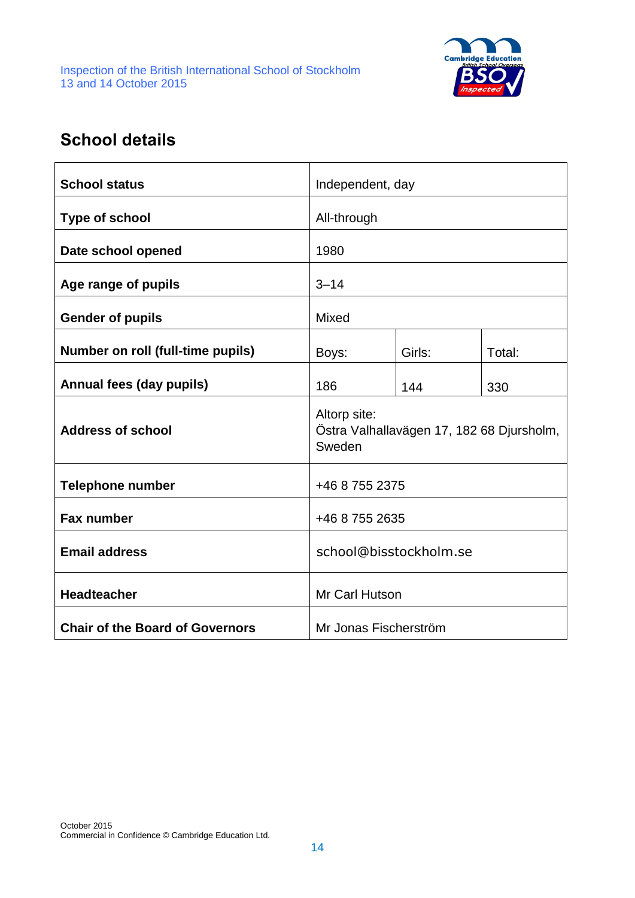## School details

| | | | |
|---|---|---|---|
| **School status** | Independent, day | | |
| **Type of school** | All-through | | |
| **Date school opened** | 1980 | | |
| **Age range of pupils** | 3–14 | | |
| **Gender of pupils** | Mixed | | |
| **Number on roll (full-time pupils)** | Boys: | Girls: | Total: |
| **Annual fees (day pupils)** | 186 | 144 | 330 |
| **Address of school** | Altorp site: Östra Valhallavägen 17, 182 68 Djursholm, Sweden | | |
| **Telephone number** | +46 8 755 2375 | | |
| **Fax number** | +46 8 755 2635 | | |
| **Email address** | school@bisstockholm.se | | |
| **Headteacher** | Mr Carl Hutson | | |
| **Chair of the Board of Governors** | Mr Jonas Fischerström | | |